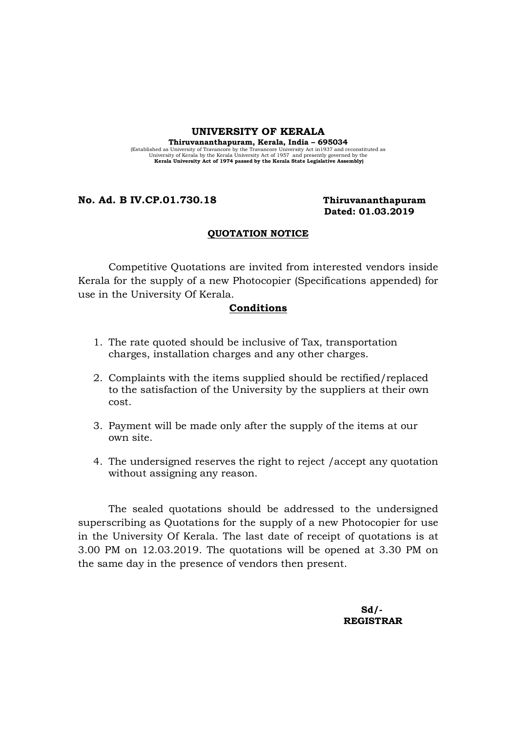# UNIVERSITY OF KERALA

**Thiruvananthapuram, Kerala, India – 695034**

(Established as University of Travancore by the Travancore University Act in1937 and reconstituted as University of Kerala by the Kerala University Act of 1957 and presently governed by the **Kerala University Act of 1974 passed by the Kerala State Legislative Assembly)**

**No. Ad. B IV.CP.01.730.18** **Thiruvananthapuram**
**Dated: 01.03.2019**

## QUOTATION NOTICE

Competitive Quotations are invited from interested vendors inside Kerala for the supply of a new Photocopier (Specifications appended) for use in the University Of Kerala.

### Conditions

1. The rate quoted should be inclusive of Tax, transportation charges, installation charges and any other charges.
2. Complaints with the items supplied should be rectified/replaced to the satisfaction of the University by the suppliers at their own cost.
3. Payment will be made only after the supply of the items at our own site.
4. The undersigned reserves the right to reject /accept any quotation without assigning any reason.

The sealed quotations should be addressed to the undersigned superscribing as Quotations for the supply of a new Photocopier for use in the University Of Kerala. The last date of receipt of quotations is at 3.00 PM on 12.03.2019. The quotations will be opened at 3.30 PM on the same day in the presence of vendors then present.

**Sd/-**
**REGISTRAR**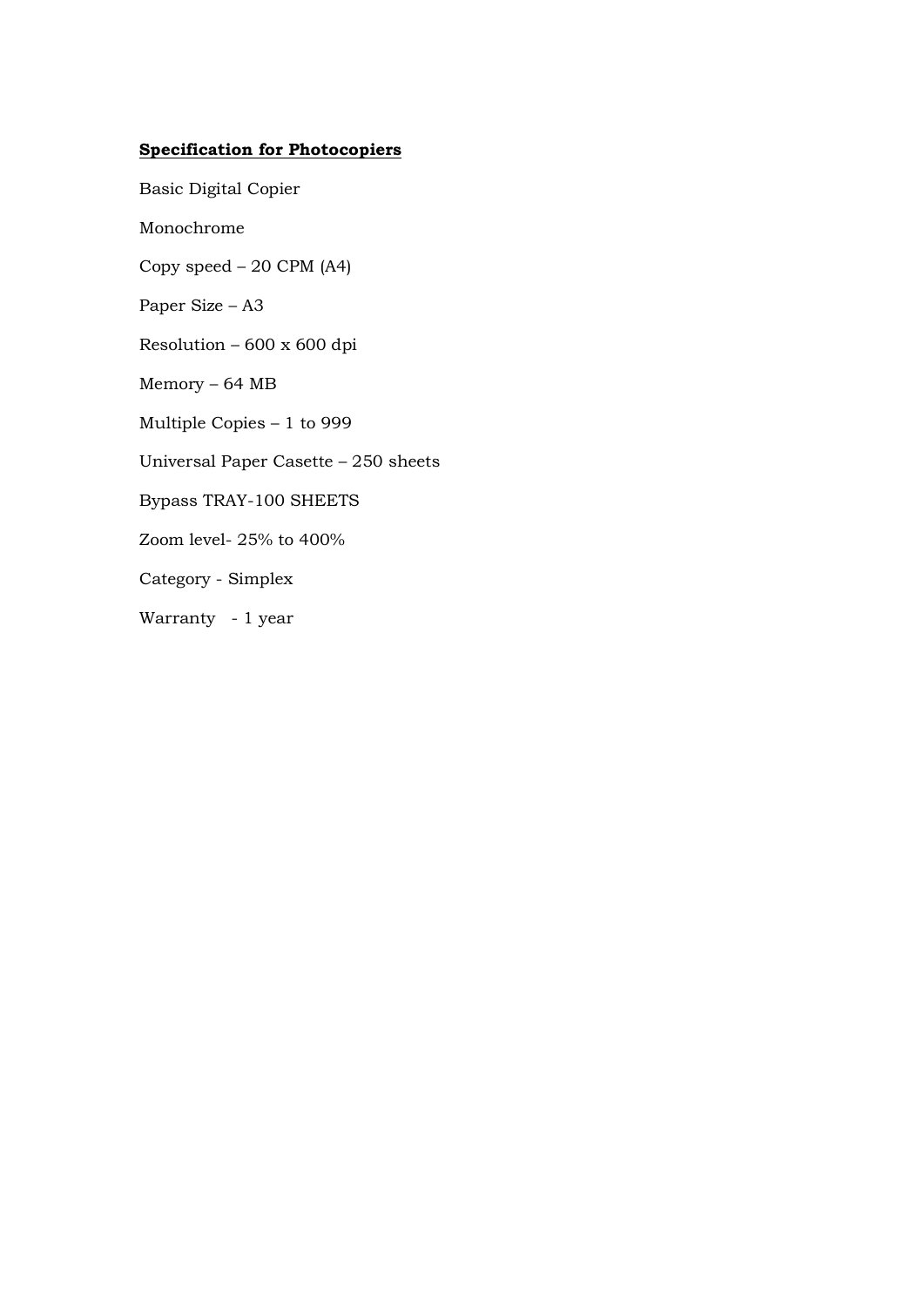**Specification for Photocopiers**

Basic Digital Copier

Monochrome

Copy speed – 20 CPM (A4)

Paper Size – A3

Resolution – 600 x 600 dpi

Memory – 64 MB

Multiple Copies – 1 to 999

Universal Paper Casette – 250 sheets

Bypass TRAY-100 SHEETS

Zoom level- 25% to 400%

Category - Simplex

Warranty - 1 year